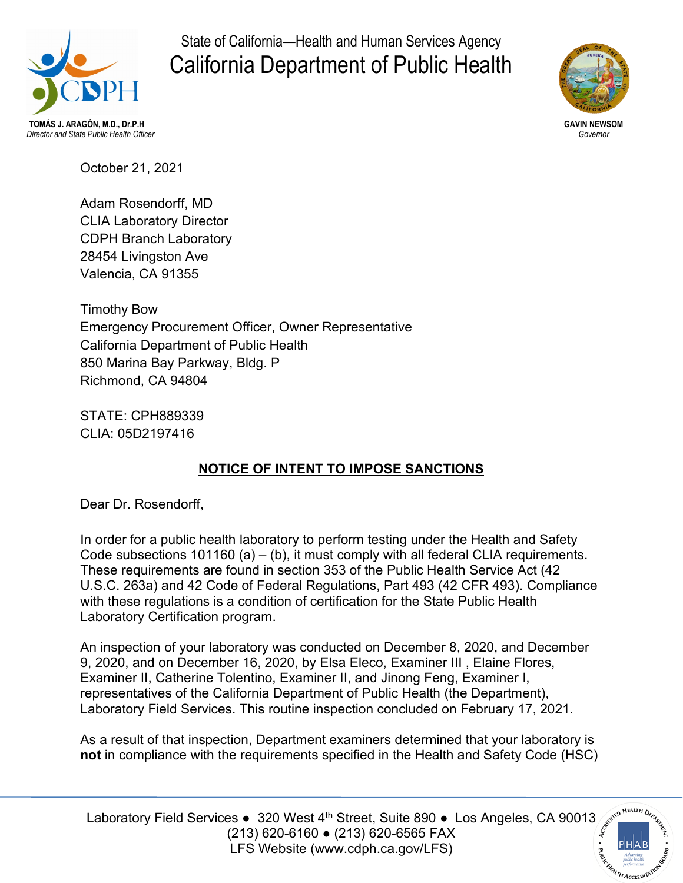State of California—Health and Human Services Agency

# California Department of Public Health

**TOMÁS J. ARAGÓN, M.D., Dr.P.H**
*Director and State Public Health Officer*

**GAVIN NEWSOM**
*Governor*

October 21, 2021

Adam Rosendorff, MD
CLIA Laboratory Director
CDPH Branch Laboratory
28454 Livingston Ave
Valencia, CA 91355

Timothy Bow
Emergency Procurement Officer, Owner Representative
California Department of Public Health
850 Marina Bay Parkway, Bldg. P
Richmond, CA 94804

STATE: CPH889339
CLIA: 05D2197416

## NOTICE OF INTENT TO IMPOSE SANCTIONS

Dear Dr. Rosendorff,

In order for a public health laboratory to perform testing under the Health and Safety Code subsections 101160 (a) – (b), it must comply with all federal CLIA requirements. These requirements are found in section 353 of the Public Health Service Act (42 U.S.C. 263a) and 42 Code of Federal Regulations, Part 493 (42 CFR 493). Compliance with these regulations is a condition of certification for the State Public Health Laboratory Certification program.

An inspection of your laboratory was conducted on December 8, 2020, and December 9, 2020, and on December 16, 2020, by Elsa Eleco, Examiner III , Elaine Flores, Examiner II, Catherine Tolentino, Examiner II, and Jinong Feng, Examiner I, representatives of the California Department of Public Health (the Department), Laboratory Field Services. This routine inspection concluded on February 17, 2021.

As a result of that inspection, Department examiners determined that your laboratory is **not** in compliance with the requirements specified in the Health and Safety Code (HSC)

Laboratory Field Services ● 320 West 4th Street, Suite 890 ● Los Angeles, CA 90013
(213) 620-6160 ● (213) 620-6565 FAX
LFS Website (www.cdph.ca.gov/LFS)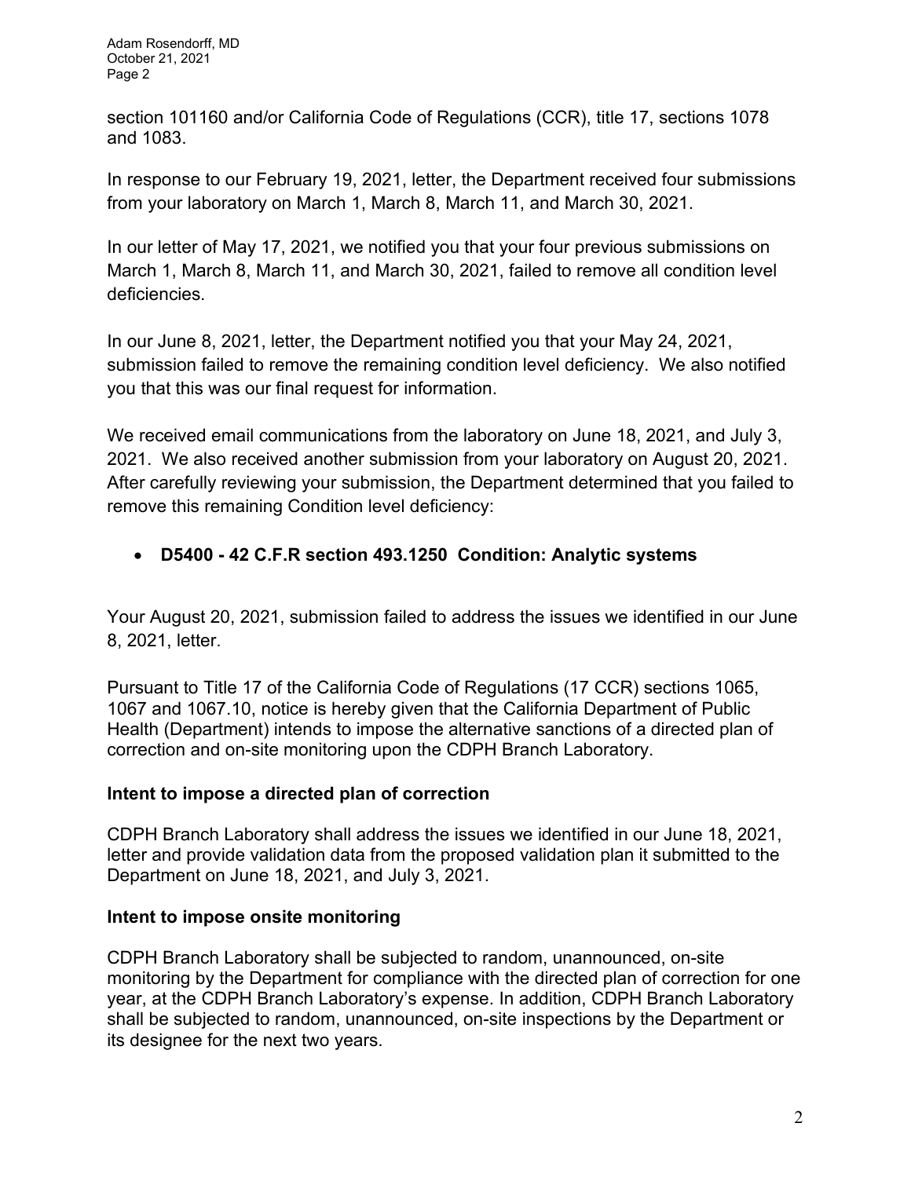section 101160 and/or California Code of Regulations (CCR), title 17, sections 1078 and 1083.

In response to our February 19, 2021, letter, the Department received four submissions from your laboratory on March 1, March 8, March 11, and March 30, 2021.

In our letter of May 17, 2021, we notified you that your four previous submissions on March 1, March 8, March 11, and March 30, 2021, failed to remove all condition level deficiencies.

In our June 8, 2021, letter, the Department notified you that your May 24, 2021, submission failed to remove the remaining condition level deficiency. We also notified you that this was our final request for information.

We received email communications from the laboratory on June 18, 2021, and July 3, 2021. We also received another submission from your laboratory on August 20, 2021. After carefully reviewing your submission, the Department determined that you failed to remove this remaining Condition level deficiency:

- **D5400 - 42 C.F.R section 493.1250 Condition: Analytic systems**

Your August 20, 2021, submission failed to address the issues we identified in our June 8, 2021, letter.

Pursuant to Title 17 of the California Code of Regulations (17 CCR) sections 1065, 1067 and 1067.10, notice is hereby given that the California Department of Public Health (Department) intends to impose the alternative sanctions of a directed plan of correction and on-site monitoring upon the CDPH Branch Laboratory.

### Intent to impose a directed plan of correction

CDPH Branch Laboratory shall address the issues we identified in our June 18, 2021, letter and provide validation data from the proposed validation plan it submitted to the Department on June 18, 2021, and July 3, 2021.

### Intent to impose onsite monitoring

CDPH Branch Laboratory shall be subjected to random, unannounced, on-site monitoring by the Department for compliance with the directed plan of correction for one year, at the CDPH Branch Laboratory's expense. In addition, CDPH Branch Laboratory shall be subjected to random, unannounced, on-site inspections by the Department or its designee for the next two years.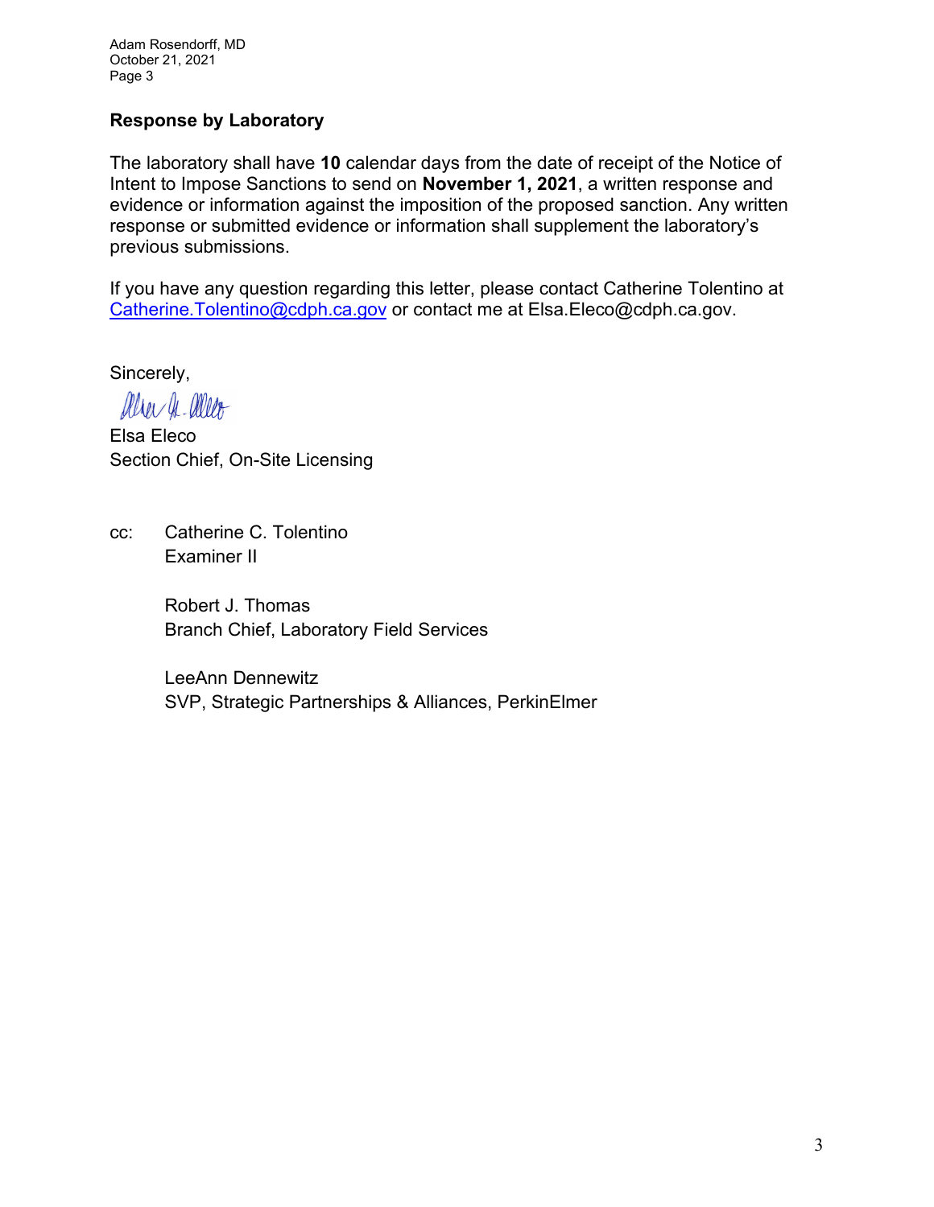## Response by Laboratory

The laboratory shall have **10** calendar days from the date of receipt of the Notice of Intent to Impose Sanctions to send on **November 1, 2021**, a written response and evidence or information against the imposition of the proposed sanction. Any written response or submitted evidence or information shall supplement the laboratory's previous submissions.

If you have any question regarding this letter, please contact Catherine Tolentino at Catherine.Tolentino@cdph.ca.gov or contact me at Elsa.Eleco@cdph.ca.gov.

Sincerely,

Elsa Eleco
Section Chief, On-Site Licensing

cc: Catherine C. Tolentino
Examiner II

Robert J. Thomas
Branch Chief, Laboratory Field Services

LeeAnn Dennewitz
SVP, Strategic Partnerships & Alliances, PerkinElmer